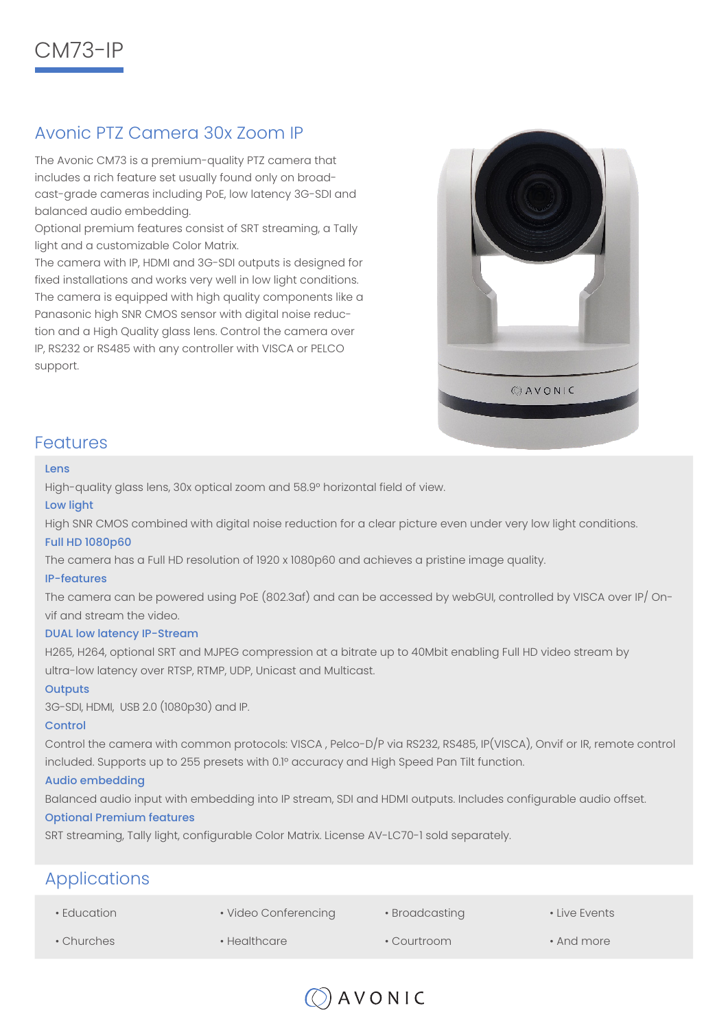# CM73-IP

## Avonic PTZ Camera 30x Zoom IP

The Avonic CM73 is a premium-quality PTZ camera that includes a rich feature set usually found only on broadcast-grade cameras including PoE, low latency 3G-SDI and balanced audio embedding.
Optional premium features consist of SRT streaming, a Tally light and a customizable Color Matrix.
The camera with IP, HDMI and 3G-SDI outputs is designed for fixed installations and works very well in low light conditions.
The camera is equipped with high quality components like a Panasonic high SNR CMOS sensor with digital noise reduction and a High Quality glass lens. Control the camera over IP, RS232 or RS485 with any controller with VISCA or PELCO support.

## Features

### Lens

High-quality glass lens, 30x optical zoom and 58.9° horizontal field of view.

### Low light

High SNR CMOS combined with digital noise reduction for a clear picture even under very low light conditions.

### Full HD 1080p60

The camera has a Full HD resolution of 1920 x 1080p60 and achieves a pristine image quality.

### IP-features

The camera can be powered using PoE (802.3af) and can be accessed by webGUI, controlled by VISCA over IP/ Onvif and stream the video.

### DUAL low latency IP-Stream

H265, H264, optional SRT and MJPEG compression at a bitrate up to 40Mbit enabling Full HD video stream by ultra-low latency over RTSP, RTMP, UDP, Unicast and Multicast.

### Outputs

3G-SDI, HDMI, USB 2.0 (1080p30) and IP.

### Control

Control the camera with common protocols: VISCA , Pelco-D/P via RS232, RS485, IP(VISCA), Onvif or IR, remote control included. Supports up to 255 presets with 0.1° accuracy and High Speed Pan Tilt function.

### Audio embedding

Balanced audio input with embedding into IP stream, SDI and HDMI outputs. Includes configurable audio offset.

### Optional Premium features

SRT streaming, Tally light, configurable Color Matrix. License AV-LC70-1 sold separately.

## Applications

- Education
- Video Conferencing
- Broadcasting
- Live Events
- Churches
- Healthcare
- Courtroom
- And more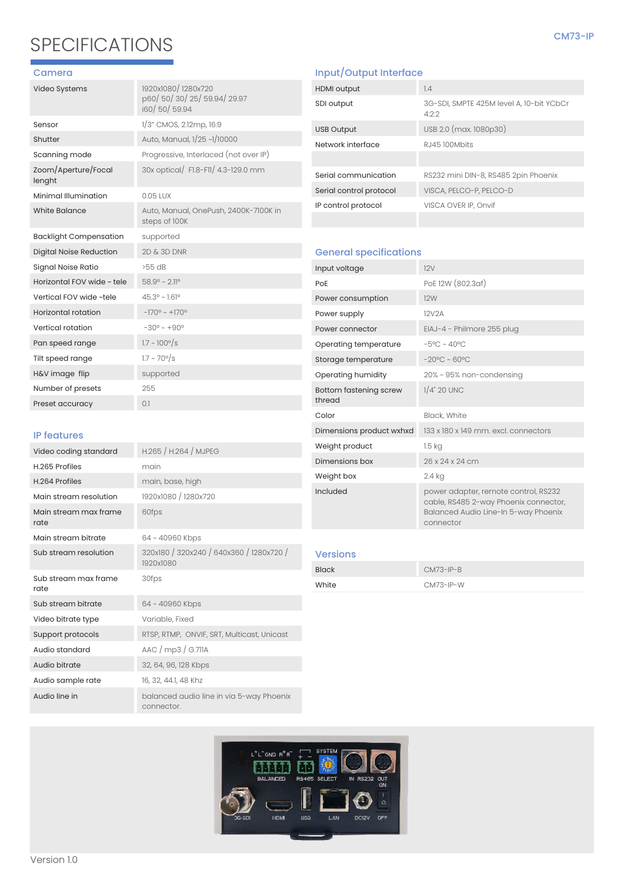# SPECIFICATIONS

CM73-IP

## Camera

| | |
|---|---|
| Video Systems | 1920x1080/ 1280x720 p60/ 50/ 30/ 25/ 59.94/ 29.97 i60/ 50/ 59.94 |
| Sensor | 1/3" CMOS, 2.12mp, 16:9 |
| Shutter | Auto, Manual, 1/25 ~1/10000 |
| Scanning mode | Progressive, Interlaced (not over IP) |
| Zoom/Aperture/Focal lenght | 30x optical/ F1.8-F11/ 4.3-129.0 mm |
| Minimal Illumination | 0.05 LUX |
| White Balance | Auto, Manual, OnePush, 2400K-7100K in steps of 100K |
| Backlight Compensation | supported |
| Digital Noise Reduction | 2D & 3D DNR |
| Signal Noise Ratio | >55 dB |
| Horizontal FOV wide ~ tele | 58.9° ~ 2.11° |
| Vertical FOV wide ~tele | 45.3° ~ 1.61° |
| Horizontal rotation | -170° ~ +170° |
| Vertical rotation | -30° ~ +90° |
| Pan speed range | 1.7 ~ 100°/s |
| Tilt speed range | 1.7 ~ 70°/s |
| H&V image flip | supported |
| Number of presets | 255 |
| Preset accuracy | 0.1 |

## IP features

| | |
|---|---|
| Video coding standard | H.265 / H.264 / MJPEG |
| H.265 Profiles | main |
| H.264 Profiles | main, base, high |
| Main stream resolution | 1920x1080 / 1280x720 |
| Main stream max frame rate | 60fps |
| Main stream bitrate | 64 ~ 40960 Kbps |
| Sub stream resolution | 320x180 / 320x240 / 640x360 / 1280x720 / 1920x1080 |
| Sub stream max frame rate | 30fps |
| Sub stream bitrate | 64 ~ 40960 Kbps |
| Video bitrate type | Variable, Fixed |
| Support protocols | RTSP, RTMP, ONVIF, SRT, Multicast, Unicast |
| Audio standard | AAC / mp3 / G.711A |
| Audio bitrate | 32, 64, 96, 128 Kbps |
| Audio sample rate | 16, 32, 44.1, 48 Khz |
| Audio line in | balanced audio line in via 5-way Phoenix connector. |

## Input/Output Interface

| | |
|---|---|
| HDMI output | 1.4 |
| SDI output | 3G-SDI, SMPTE 425M level A, 10-bit YCbCr 4:2:2 |
| USB Output | USB 2.0 (max. 1080p30) |
| Network interface | RJ45 100Mbits |
| | |
| Serial communication | RS232 mini DIN-8, RS485 2pin Phoenix |
| Serial control protocol | VISCA, PELCO-P, PELCO-D |
| IP control protocol | VISCA OVER IP, Onvif |
| | |

## General specifications

| | |
|---|---|
| Input voltage | 12V |
| PoE | PoE 12W (802.3af) |
| Power consumption | 12W |
| Power supply | 12V2A |
| Power connector | EIAJ-4 - Philmore 255 plug |
| Operating temperature | -5°C ~ 40°C |
| Storage temperature | -20°C ~ 60°C |
| Operating humidity | 20% ~ 95% non-condensing |
| Bottom fastening screw thread | 1/4" 20 UNC |
| Color | Black, White |
| Dimensions product wxhxd | 133 x 180 x 149 mm. excl. connectors |
| Weight product | 1.5 kg |
| Dimensions box | 26 x 24 x 24 cm |
| Weight box | 2.4 kg |
| Included | power adapter, remote control, RS232 cable, RS485 2-way Phoenix connector, Balanced Audio Line-In 5-way Phoenix connector |

## Versions

| | |
|---|---|
| Black | CM73-IP-B |
| White | CM73-IP-W |

Version 1.0